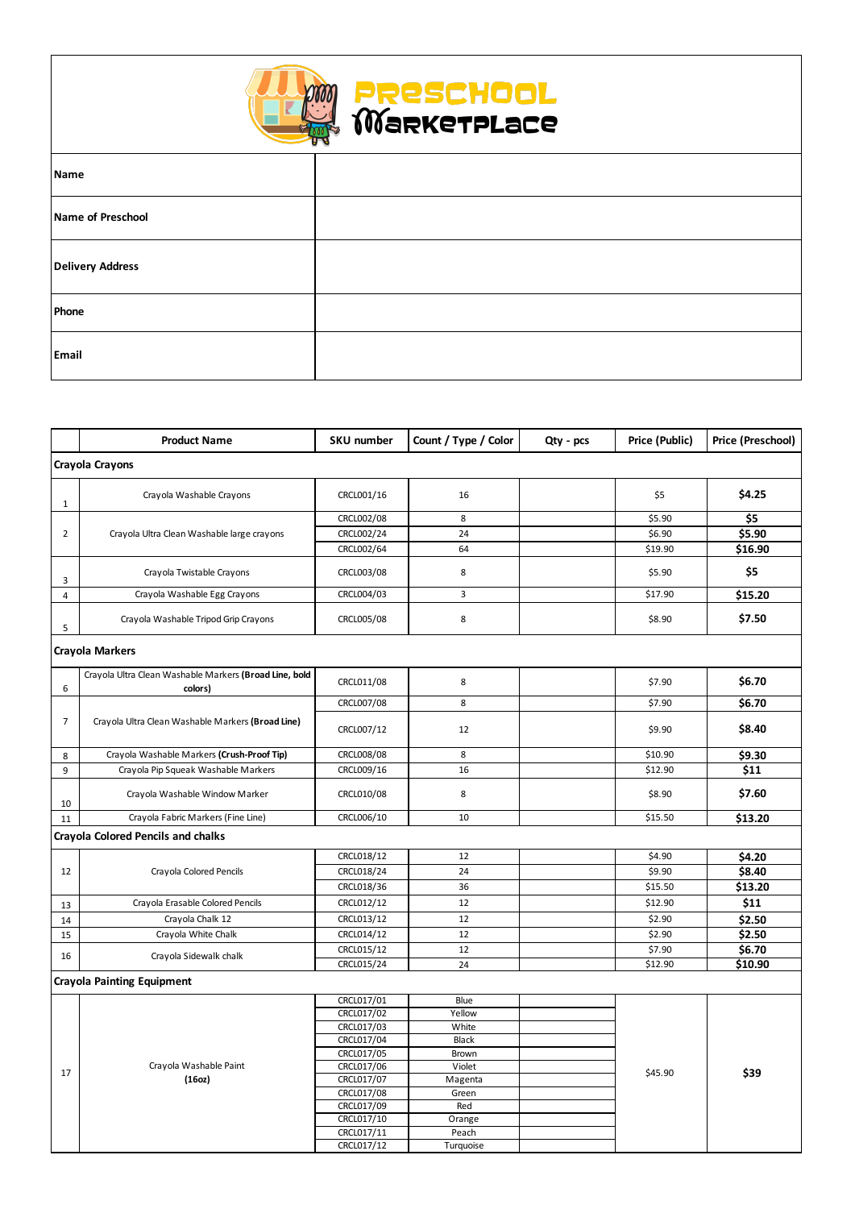# Preschool Marketplace

| Name | |
|---|---|
| Name of Preschool | |
| Delivery Address | |
| Phone | |
| Email | |

| | Product Name | SKU number | Count / Type / Color | Qty - pcs | Price (Public) | Price (Preschool) |
|---|---|---|---|---|---|---|
| **Crayola Crayons** | | | | | | |
| 1 | Crayola Washable Crayons | CRCL001/16 | 16 | | $5 | **$4.25** |
| 2 | Crayola Ultra Clean Washable large crayons | CRCL002/08 | 8 | | $5.90 | **$5** |
| | | CRCL002/24 | 24 | | $6.90 | **$5.90** |
| | | CRCL002/64 | 64 | | $19.90 | **$16.90** |
| 3 | Crayola Twistable Crayons | CRCL003/08 | 8 | | $5.90 | **$5** |
| 4 | Crayola Washable Egg Crayons | CRCL004/03 | 3 | | $17.90 | **$15.20** |
| 5 | Crayola Washable Tripod Grip Crayons | CRCL005/08 | 8 | | $8.90 | **$7.50** |
| **Crayola Markers** | | | | | | |
| 6 | Crayola Ultra Clean Washable Markers **(Broad Line, bold colors)** | CRCL011/08 | 8 | | $7.90 | **$6.70** |
| 7 | Crayola Ultra Clean Washable Markers **(Broad Line)** | CRCL007/08 | 8 | | $7.90 | **$6.70** |
| | | CRCL007/12 | 12 | | $9.90 | **$8.40** |
| 8 | Crayola Washable Markers **(Crush-Proof Tip)** | CRCL008/08 | 8 | | $10.90 | **$9.30** |
| 9 | Crayola Pip Squeak Washable Markers | CRCL009/16 | 16 | | $12.90 | **$11** |
| 10 | Crayola Washable Window Marker | CRCL010/08 | 8 | | $8.90 | **$7.60** |
| 11 | Crayola Fabric Markers (Fine Line) | CRCL006/10 | 10 | | $15.50 | **$13.20** |
| **Crayola Colored Pencils and chalks** | | | | | | |
| 12 | Crayola Colored Pencils | CRCL018/12 | 12 | | $4.90 | **$4.20** |
| | | CRCL018/24 | 24 | | $9.90 | **$8.40** |
| | | CRCL018/36 | 36 | | $15.50 | **$13.20** |
| 13 | Crayola Erasable Colored Pencils | CRCL012/12 | 12 | | $12.90 | **$11** |
| 14 | Crayola Chalk 12 | CRCL013/12 | 12 | | $2.90 | **$2.50** |
| 15 | Crayola White Chalk | CRCL014/12 | 12 | | $2.90 | **$2.50** |
| 16 | Crayola Sidewalk chalk | CRCL015/12 | 12 | | $7.90 | **$6.70** |
| | | CRCL015/24 | 24 | | $12.90 | **$10.90** |
| **Crayola Painting Equipment** | | | | | | |
| 17 | Crayola Washable Paint **(16oz)** | CRCL017/01 | Blue | | $45.90 | **$39** |
| | | CRCL017/02 | Yellow | | | |
| | | CRCL017/03 | White | | | |
| | | CRCL017/04 | Black | | | |
| | | CRCL017/05 | Brown | | | |
| | | CRCL017/06 | Violet | | | |
| | | CRCL017/07 | Magenta | | | |
| | | CRCL017/08 | Green | | | |
| | | CRCL017/09 | Red | | | |
| | | CRCL017/10 | Orange | | | |
| | | CRCL017/11 | Peach | | | |
| | | CRCL017/12 | Turquoise | | | |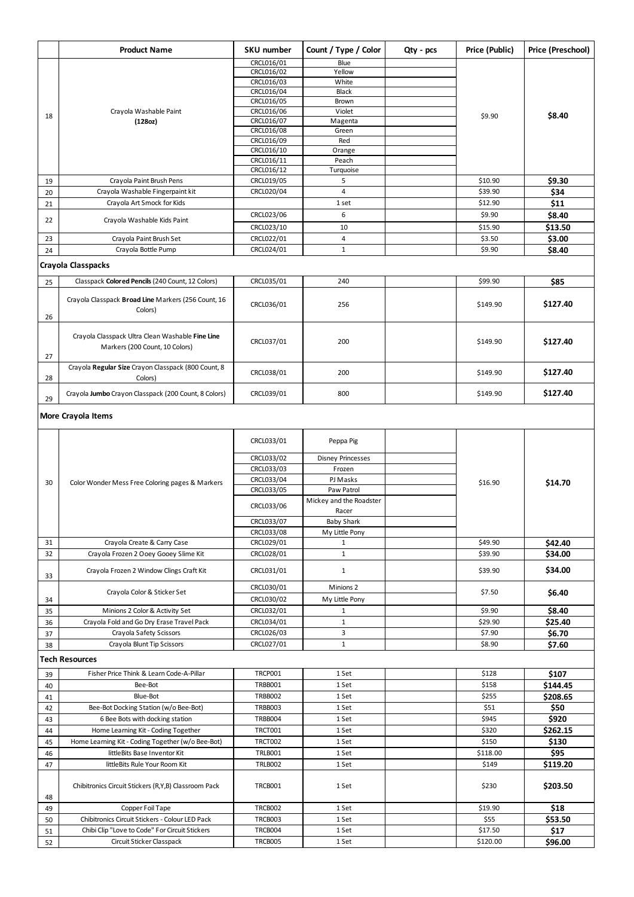| | Product Name | SKU number | Count / Type / Color | Qty - pcs | Price (Public) | Price (Preschool) |
|---|---|---|---|---|---|---|
| 18 | Crayola Washable Paint **(128oz)** | CRCL016/01 | Blue | | $9.90 | **$8.40** |
| | | CRCL016/02 | Yellow | | | |
| | | CRCL016/03 | White | | | |
| | | CRCL016/04 | Black | | | |
| | | CRCL016/05 | Brown | | | |
| | | CRCL016/06 | Violet | | | |
| | | CRCL016/07 | Magenta | | | |
| | | CRCL016/08 | Green | | | |
| | | CRCL016/09 | Red | | | |
| | | CRCL016/10 | Orange | | | |
| | | CRCL016/11 | Peach | | | |
| | | CRCL016/12 | Turquoise | | | |
| 19 | Crayola Paint Brush Pens | CRCL019/05 | 5 | | $10.90 | **$9.30** |
| 20 | Crayola Washable Fingerpaint kit | CRCL020/04 | 4 | | $39.90 | **$34** |
| 21 | Crayola Art Smock for Kids | | 1 set | | $12.90 | **$11** |
| 22 | Crayola Washable Kids Paint | CRCL023/06 | 6 | | $9.90 | **$8.40** |
| | | CRCL023/10 | 10 | | $15.90 | **$13.50** |
| 23 | Crayola Paint Brush Set | CRCL022/01 | 4 | | $3.50 | **$3.00** |
| 24 | Crayola Bottle Pump | CRCL024/01 | 1 | | $9.90 | **$8.40** |
| **Crayola Classpacks** | | | | | | |
| 25 | Classpack **Colored Pencils** (240 Count, 12 Colors) | CRCL035/01 | 240 | | $99.90 | **$85** |
| 26 | Crayola Classpack **Broad Line** Markers (256 Count, 16 Colors) | CRCL036/01 | 256 | | $149.90 | **$127.40** |
| 27 | Crayola Classpack Ultra Clean Washable **Fine Line** Markers (200 Count, 10 Colors) | CRCL037/01 | 200 | | $149.90 | **$127.40** |
| 28 | Crayola **Regular Size** Crayon Classpack (800 Count, 8 Colors) | CRCL038/01 | 200 | | $149.90 | **$127.40** |
| 29 | Crayola **Jumbo** Crayon Classpack (200 Count, 8 Colors) | CRCL039/01 | 800 | | $149.90 | **$127.40** |
| **More Crayola Items** | | | | | | |
| 30 | Color Wonder Mess Free Coloring pages & Markers | CRCL033/01 | Peppa Pig | | $16.90 | **$14.70** |
| | | CRCL033/02 | Disney Princesses | | | |
| | | CRCL033/03 | Frozen | | | |
| | | CRCL033/04 | PJ Masks | | | |
| | | CRCL033/05 | Paw Patrol | | | |
| | | CRCL033/06 | Mickey and the Roadster Racer | | | |
| | | CRCL033/07 | Baby Shark | | | |
| | | CRCL033/08 | My Little Pony | | | |
| 31 | Crayola Create & Carry Case | CRCL029/01 | 1 | | $49.90 | **$42.40** |
| 32 | Crayola Frozen 2 Ooey Gooey Slime Kit | CRCL028/01 | 1 | | $39.90 | **$34.00** |
| 33 | Crayola Frozen 2 Window Clings Craft Kit | CRCL031/01 | 1 | | $39.90 | **$34.00** |
| 34 | Crayola Color & Sticker Set | CRCL030/01 | Minions 2 | | $7.50 | **$6.40** |
| | | CRCL030/02 | My Little Pony | | | |
| 35 | Minions 2 Color & Activity Set | CRCL032/01 | 1 | | $9.90 | **$8.40** |
| 36 | Crayola Fold and Go Dry Erase Travel Pack | CRCL034/01 | 1 | | $29.90 | **$25.40** |
| 37 | Crayola Safety Scissors | CRCL026/03 | 3 | | $7.90 | **$6.70** |
| 38 | Crayola Blunt Tip Scissors | CRCL027/01 | 1 | | $8.90 | **$7.60** |
| **Tech Resources** | | | | | | |
| 39 | Fisher Price Think & Learn Code-A-Pillar | TRCP001 | 1 Set | | $128 | **$107** |
| 40 | Bee-Bot | TRBB001 | 1 Set | | $158 | **$144.45** |
| 41 | Blue-Bot | TRBB002 | 1 Set | | $255 | **$208.65** |
| 42 | Bee-Bot Docking Station (w/o Bee-Bot) | TRBB003 | 1 Set | | $51 | **$50** |
| 43 | 6 Bee Bots with docking station | TRBB004 | 1 Set | | $945 | **$920** |
| 44 | Home Learning Kit - Coding Together | TRCT001 | 1 Set | | $320 | **$262.15** |
| 45 | Home Learning Kit - Coding Together (w/o Bee-Bot) | TRCT002 | 1 Set | | $150 | **$130** |
| 46 | littleBits Base Inventor Kit | TRLB001 | 1 Set | | $118.00 | **$95** |
| 47 | littleBits Rule Your Room Kit | TRLB002 | 1 Set | | $149 | **$119.20** |
| 48 | Chibitronics Circuit Stickers (R,Y,B) Classroom Pack | TRCB001 | 1 Set | | $230 | **$203.50** |
| 49 | Copper Foil Tape | TRCB002 | 1 Set | | $19.90 | **$18** |
| 50 | Chibitronics Circuit Stickers - Colour LED Pack | TRCB003 | 1 Set | | $55 | **$53.50** |
| 51 | Chibi Clip "Love to Code" For Circuit Stickers | TRCB004 | 1 Set | | $17.50 | **$17** |
| 52 | Circuit Sticker Classpack | TRCB005 | 1 Set | | $120.00 | **$96.00** |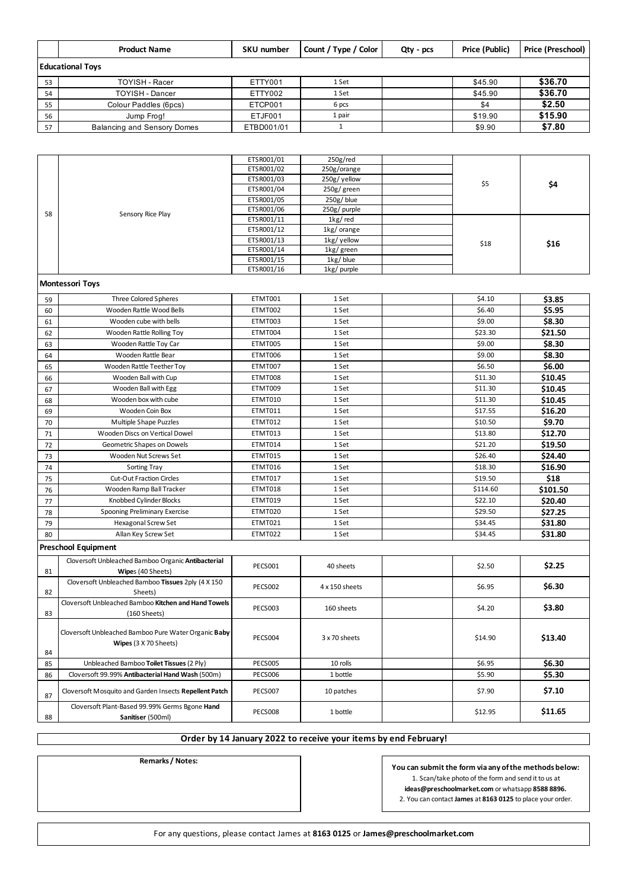| | Product Name | SKU number | Count / Type / Color | Qty - pcs | Price (Public) | Price (Preschool) |
|---|---|---|---|---|---|---|
| **Educational Toys** | | | | | | |
| 53 | TOYISH - Racer | ETTY001 | 1 Set | | $45.90 | **$36.70** |
| 54 | TOYISH - Dancer | ETTY002 | 1 Set | | $45.90 | **$36.70** |
| 55 | Colour Paddles (6pcs) | ETCP001 | 6 pcs | | $4 | **$2.50** |
| 56 | Jump Frog! | ETJF001 | 1 pair | | $19.90 | **$15.90** |
| 57 | Balancing and Sensory Domes | ETBD001/01 | 1 | | $9.90 | **$7.80** |
| 58 | Sensory Rice Play | ETSR001/01 | 250g/red | | $5 | **$4** |
| | | ETSR001/02 | 250g/orange | | | |
| | | ETSR001/03 | 250g/ yellow | | | |
| | | ETSR001/04 | 250g/ green | | | |
| | | ETSR001/05 | 250g/ blue | | | |
| | | ETSR001/06 | 250g/ purple | | | |
| | | ETSR001/11 | 1kg/ red | | $18 | **$16** |
| | | ETSR001/12 | 1kg/ orange | | | |
| | | ETSR001/13 | 1kg/ yellow | | | |
| | | ETSR001/14 | 1kg/ green | | | |
| | | ETSR001/15 | 1kg/ blue | | | |
| | | ETSR001/16 | 1kg/ purple | | | |
| **Montessori Toys** | | | | | | |
| 59 | Three Colored Spheres | ETMT001 | 1 Set | | $4.10 | **$3.85** |
| 60 | Wooden Rattle Wood Bells | ETMT002 | 1 Set | | $6.40 | **$5.95** |
| 61 | Wooden cube with bells | ETMT003 | 1 Set | | $9.00 | **$8.30** |
| 62 | Wooden Rattle Rolling Toy | ETMT004 | 1 Set | | $23.30 | **$21.50** |
| 63 | Wooden Rattle Toy Car | ETMT005 | 1 Set | | $9.00 | **$8.30** |
| 64 | Wooden Rattle Bear | ETMT006 | 1 Set | | $9.00 | **$8.30** |
| 65 | Wooden Rattle Teether Toy | ETMT007 | 1 Set | | $6.50 | **$6.00** |
| 66 | Wooden Ball with Cup | ETMT008 | 1 Set | | $11.30 | **$10.45** |
| 67 | Wooden Ball with Egg | ETMT009 | 1 Set | | $11.30 | **$10.45** |
| 68 | Wooden box with cube | ETMT010 | 1 Set | | $11.30 | **$10.45** |
| 69 | Wooden Coin Box | ETMT011 | 1 Set | | $17.55 | **$16.20** |
| 70 | Multiple Shape Puzzles | ETMT012 | 1 Set | | $10.50 | **$9.70** |
| 71 | Wooden Discs on Vertical Dowel | ETMT013 | 1 Set | | $13.80 | **$12.70** |
| 72 | Geometric Shapes on Dowels | ETMT014 | 1 Set | | $21.20 | **$19.50** |
| 73 | Wooden Nut Screws Set | ETMT015 | 1 Set | | $26.40 | **$24.40** |
| 74 | Sorting Tray | ETMT016 | 1 Set | | $18.30 | **$16.90** |
| 75 | Cut-Out Fraction Circles | ETMT017 | 1 Set | | $19.50 | **$18** |
| 76 | Wooden Ramp Ball Tracker | ETMT018 | 1 Set | | $114.60 | **$101.50** |
| 77 | Knobbed Cylinder Blocks | ETMT019 | 1 Set | | $22.10 | **$20.40** |
| 78 | Spooning Preliminary Exercise | ETMT020 | 1 Set | | $29.50 | **$27.25** |
| 79 | Hexagonal Screw Set | ETMT021 | 1 Set | | $34.45 | **$31.80** |
| 80 | Allan Key Screw Set | ETMT022 | 1 Set | | $34.45 | **$31.80** |
| **Preschool Equipment** | | | | | | |
| 81 | Cloversoft Unbleached Bamboo Organic **Antibacterial Wipe**s (40 Sheets) | PECS001 | 40 sheets | | $2.50 | **$2.25** |
| 82 | Cloversoft Unbleached Bamboo **Tissues** 2ply (4 X 150 Sheets) | PECS002 | 4 x 150 sheets | | $6.95 | **$6.30** |
| 83 | Cloversoft Unbleached Bamboo **Kitchen and Hand Towels** (160 Sheets) | PECS003 | 160 sheets | | $4.20 | **$3.80** |
| 84 | Cloversoft Unbleached Bamboo Pure Water Organic **Baby Wipes** (3 X 70 Sheets) | PECS004 | 3 x 70 sheets | | $14.90 | **$13.40** |
| 85 | Unbleached Bamboo **Toilet Tissues** (2 Ply) | PECS005 | 10 rolls | | $6.95 | **$6.30** |
| 86 | Cloversoft 99.99% **Antibacterial Hand Wash** (500m) | PECS006 | 1 bottle | | $5.90 | **$5.30** |
| 87 | Cloversoft Mosquito and Garden Insects **Repellent Patch** | PECS007 | 10 patches | | $7.90 | **$7.10** |
| 88 | Cloversoft Plant-Based 99.99% Germs Bgone **Hand Sanitiser** (500ml) | PECS008 | 1 bottle | | $12.95 | **$11.65** |

**Order by 14 January 2022 to receive your items by end February!**

**Remarks / Notes:**

**You can submit the form via any of the methods below:**

1. Scan/take photo of the form and send it to us at **ideas@preschoolmarket.com** or whatsapp **8588 8896.**
2. You can contact **James** at **8163 0125** to place your order.

For any questions, please contact James at **8163 0125** or **James@preschoolmarket.com**